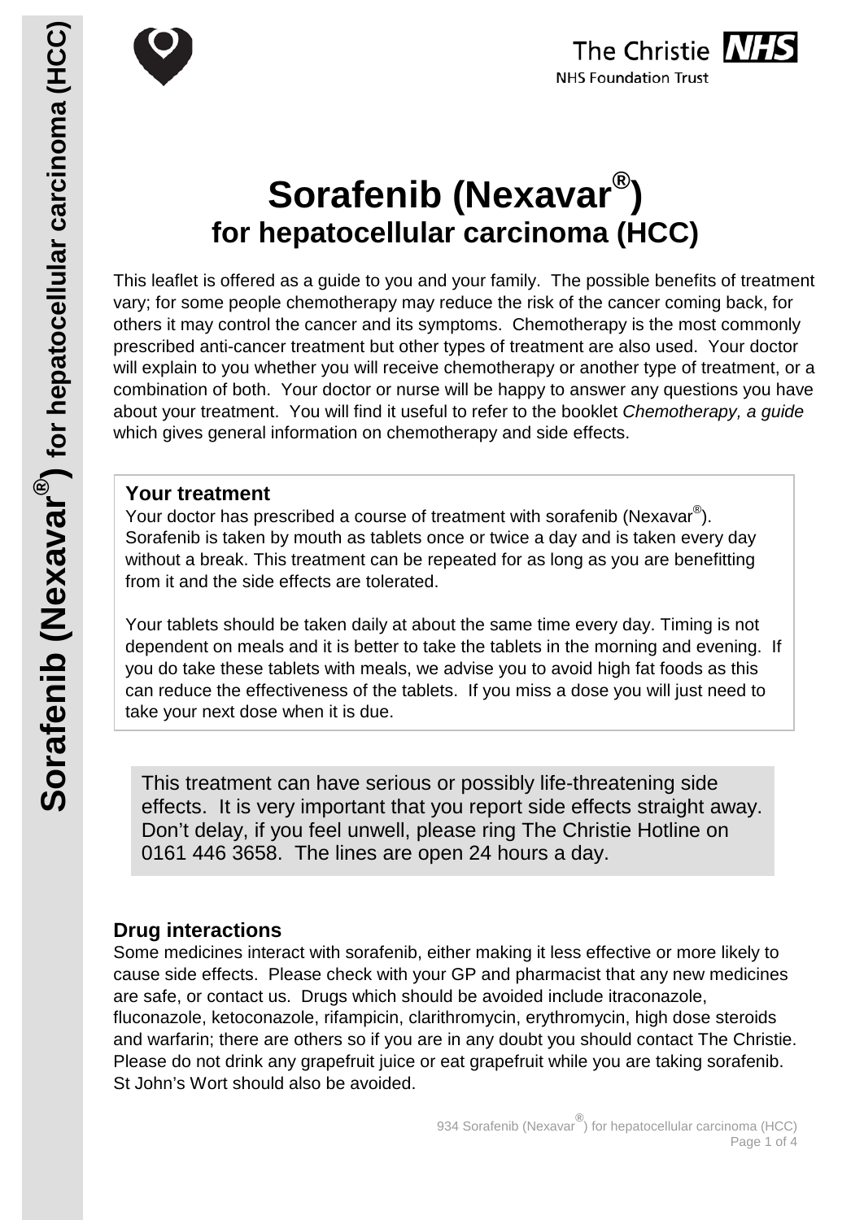# Sorafenib (Nexavar®) for hepatocellular carcinoma (HCC)

This leaflet is offered as a guide to you and your family. The possible benefits of treatment vary; for some people chemotherapy may reduce the risk of the cancer coming back, for others it may control the cancer and its symptoms. Chemotherapy is the most commonly prescribed anti-cancer treatment but other types of treatment are also used. Your doctor will explain to you whether you will receive chemotherapy or another type of treatment, or a combination of both. Your doctor or nurse will be happy to answer any questions you have about your treatment. You will find it useful to refer to the booklet *Chemotherapy, a guide* which gives general information on chemotherapy and side effects.

## Your treatment

Your doctor has prescribed a course of treatment with sorafenib (Nexavar®). Sorafenib is taken by mouth as tablets once or twice a day and is taken every day without a break. This treatment can be repeated for as long as you are benefitting from it and the side effects are tolerated.

Your tablets should be taken daily at about the same time every day. Timing is not dependent on meals and it is better to take the tablets in the morning and evening. If you do take these tablets with meals, we advise you to avoid high fat foods as this can reduce the effectiveness of the tablets. If you miss a dose you will just need to take your next dose when it is due.

This treatment can have serious or possibly life-threatening side effects. It is very important that you report side effects straight away. Don't delay, if you feel unwell, please ring The Christie Hotline on 0161 446 3658. The lines are open 24 hours a day.

## Drug interactions

Some medicines interact with sorafenib, either making it less effective or more likely to cause side effects. Please check with your GP and pharmacist that any new medicines are safe, or contact us. Drugs which should be avoided include itraconazole, fluconazole, ketoconazole, rifampicin, clarithromycin, erythromycin, high dose steroids and warfarin; there are others so if you are in any doubt you should contact The Christie. Please do not drink any grapefruit juice or eat grapefruit while you are taking sorafenib. St John's Wort should also be avoided.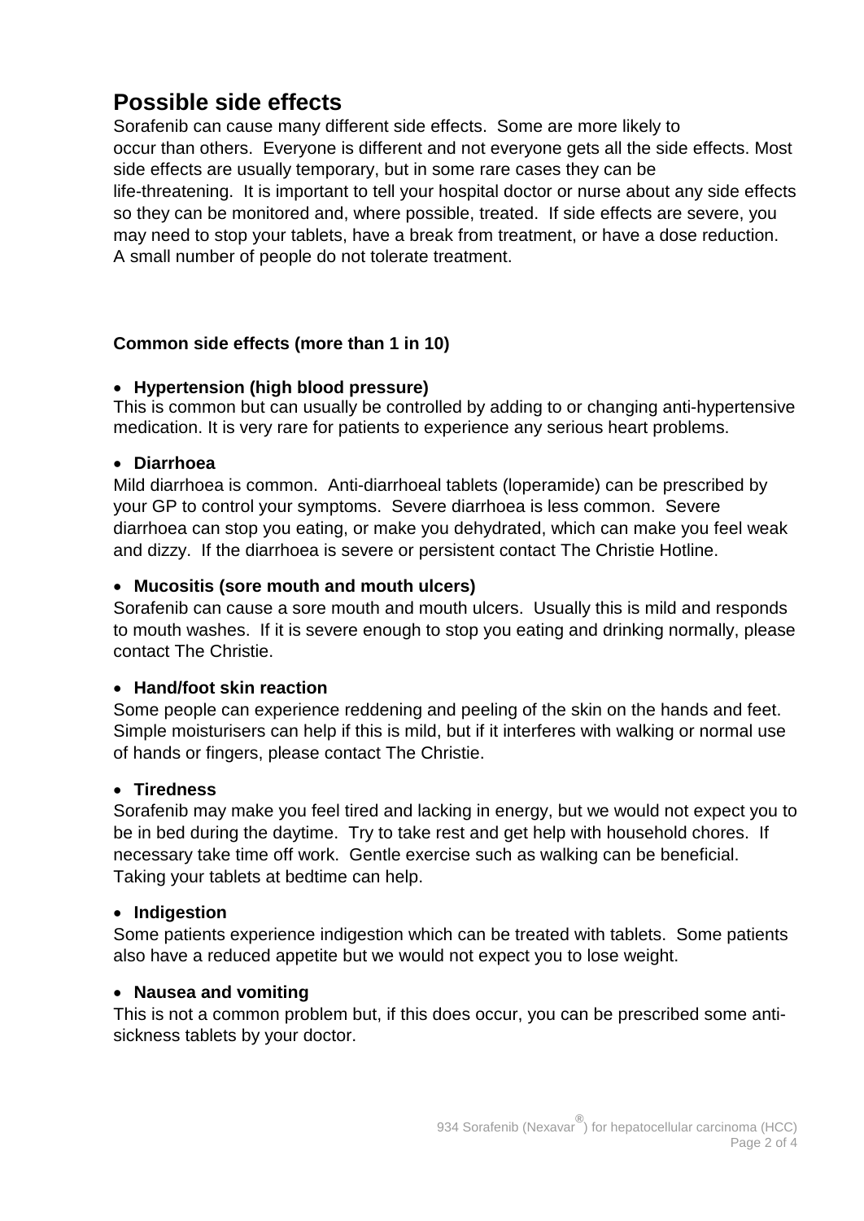## Possible side effects

Sorafenib can cause many different side effects. Some are more likely to occur than others. Everyone is different and not everyone gets all the side effects. Most side effects are usually temporary, but in some rare cases they can be life-threatening. It is important to tell your hospital doctor or nurse about any side effects so they can be monitored and, where possible, treated. If side effects are severe, you may need to stop your tablets, have a break from treatment, or have a dose reduction. A small number of people do not tolerate treatment.

**Common side effects (more than 1 in 10)**

- **Hypertension (high blood pressure)**

This is common but can usually be controlled by adding to or changing anti-hypertensive medication. It is very rare for patients to experience any serious heart problems.

- **Diarrhoea**

Mild diarrhoea is common. Anti-diarrhoeal tablets (loperamide) can be prescribed by your GP to control your symptoms. Severe diarrhoea is less common. Severe diarrhoea can stop you eating, or make you dehydrated, which can make you feel weak and dizzy. If the diarrhoea is severe or persistent contact The Christie Hotline.

- **Mucositis (sore mouth and mouth ulcers)**

Sorafenib can cause a sore mouth and mouth ulcers. Usually this is mild and responds to mouth washes. If it is severe enough to stop you eating and drinking normally, please contact The Christie.

- **Hand/foot skin reaction**

Some people can experience reddening and peeling of the skin on the hands and feet. Simple moisturisers can help if this is mild, but if it interferes with walking or normal use of hands or fingers, please contact The Christie.

- **Tiredness**

Sorafenib may make you feel tired and lacking in energy, but we would not expect you to be in bed during the daytime. Try to take rest and get help with household chores. If necessary take time off work. Gentle exercise such as walking can be beneficial. Taking your tablets at bedtime can help.

- **Indigestion**

Some patients experience indigestion which can be treated with tablets. Some patients also have a reduced appetite but we would not expect you to lose weight.

- **Nausea and vomiting**

This is not a common problem but, if this does occur, you can be prescribed some anti-sickness tablets by your doctor.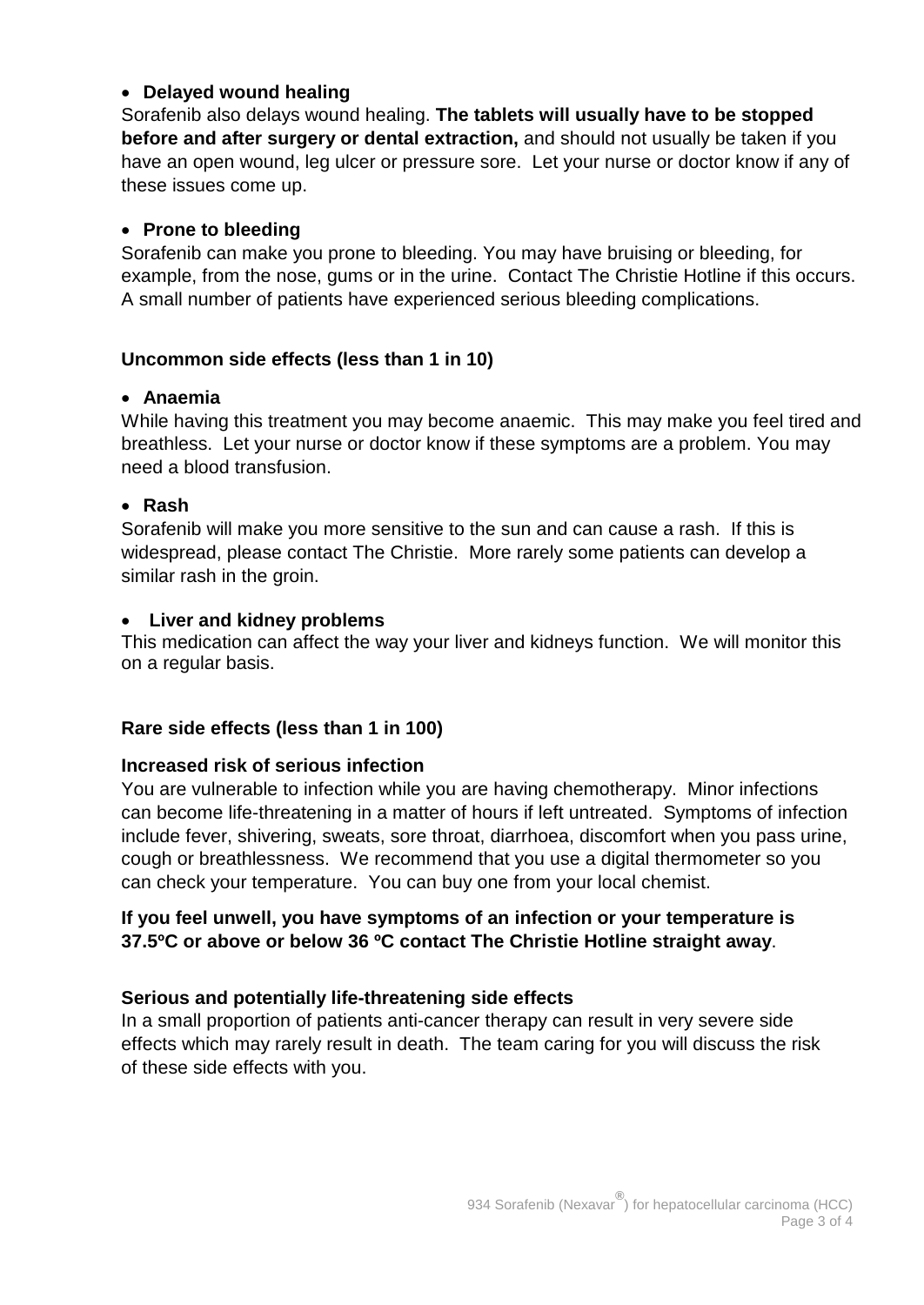- **Delayed wound healing**

Sorafenib also delays wound healing. **The tablets will usually have to be stopped before and after surgery or dental extraction,** and should not usually be taken if you have an open wound, leg ulcer or pressure sore. Let your nurse or doctor know if any of these issues come up.

- **Prone to bleeding**

Sorafenib can make you prone to bleeding. You may have bruising or bleeding, for example, from the nose, gums or in the urine. Contact The Christie Hotline if this occurs. A small number of patients have experienced serious bleeding complications.

### Uncommon side effects (less than 1 in 10)

- **Anaemia**

While having this treatment you may become anaemic. This may make you feel tired and breathless. Let your nurse or doctor know if these symptoms are a problem. You may need a blood transfusion.

- **Rash**

Sorafenib will make you more sensitive to the sun and can cause a rash. If this is widespread, please contact The Christie. More rarely some patients can develop a similar rash in the groin.

- **Liver and kidney problems**

This medication can affect the way your liver and kidneys function. We will monitor this on a regular basis.

### Rare side effects (less than 1 in 100)

**Increased risk of serious infection**

You are vulnerable to infection while you are having chemotherapy. Minor infections can become life-threatening in a matter of hours if left untreated. Symptoms of infection include fever, shivering, sweats, sore throat, diarrhoea, discomfort when you pass urine, cough or breathlessness. We recommend that you use a digital thermometer so you can check your temperature. You can buy one from your local chemist.

**If you feel unwell, you have symptoms of an infection or your temperature is 37.5ºC or above or below 36 ºC contact The Christie Hotline straight away**.

**Serious and potentially life-threatening side effects**

In a small proportion of patients anti-cancer therapy can result in very severe side effects which may rarely result in death. The team caring for you will discuss the risk of these side effects with you.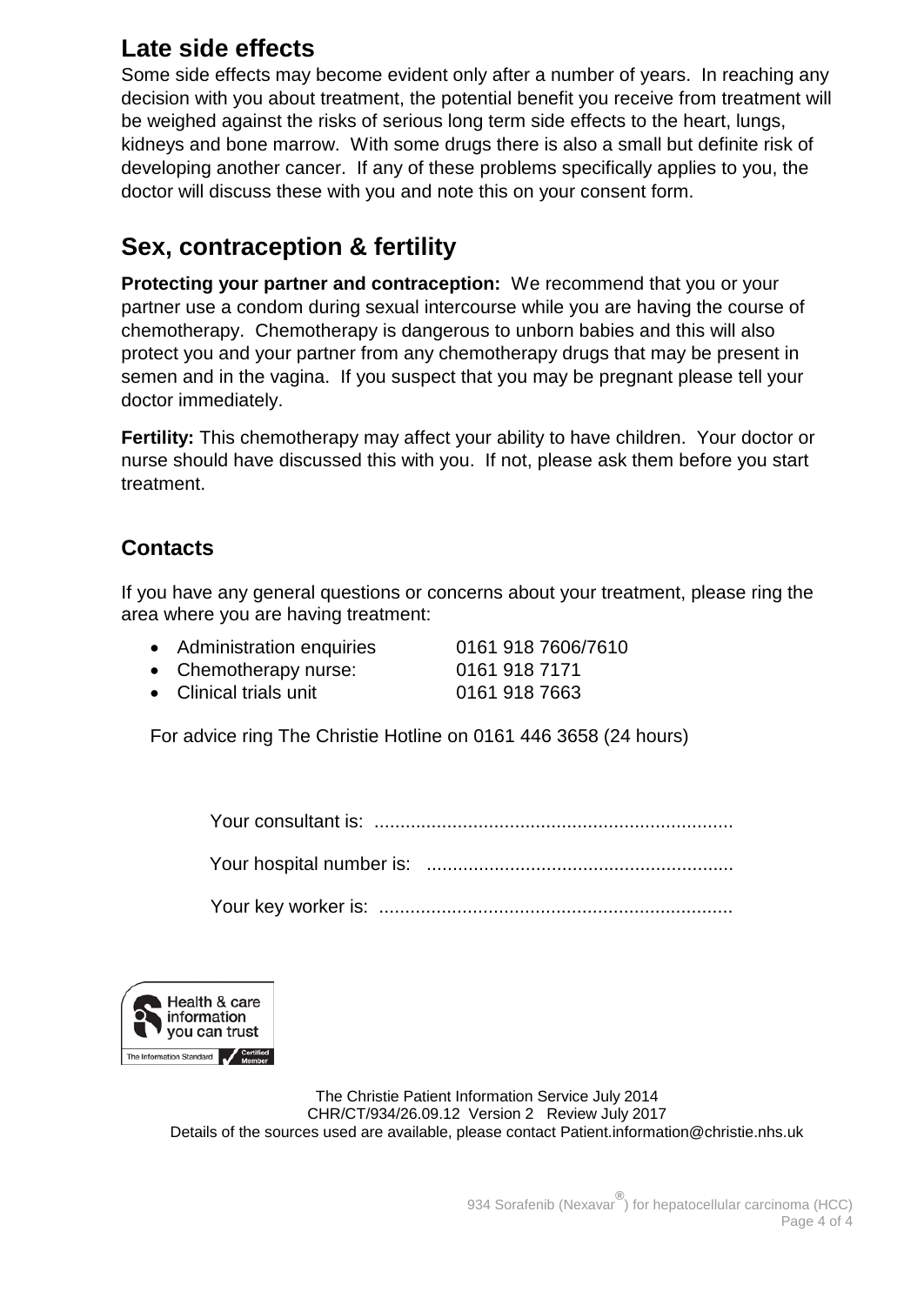## Late side effects

Some side effects may become evident only after a number of years. In reaching any decision with you about treatment, the potential benefit you receive from treatment will be weighed against the risks of serious long term side effects to the heart, lungs, kidneys and bone marrow. With some drugs there is also a small but definite risk of developing another cancer. If any of these problems specifically applies to you, the doctor will discuss these with you and note this on your consent form.

## Sex, contraception & fertility

**Protecting your partner and contraception:** We recommend that you or your partner use a condom during sexual intercourse while you are having the course of chemotherapy. Chemotherapy is dangerous to unborn babies and this will also protect you and your partner from any chemotherapy drugs that may be present in semen and in the vagina. If you suspect that you may be pregnant please tell your doctor immediately.

**Fertility:** This chemotherapy may affect your ability to have children. Your doctor or nurse should have discussed this with you. If not, please ask them before you start treatment.

### Contacts

If you have any general questions or concerns about your treatment, please ring the area where you are having treatment:

- Administration enquiries 0161 918 7606/7610
- Chemotherapy nurse: 0161 918 7171
- Clinical trials unit 0161 918 7663

For advice ring The Christie Hotline on 0161 446 3658 (24 hours)

Your consultant is: ....................................................................

Your hospital number is: ..........................................................

Your key worker is: ...................................................................

Health & care information you can trust
The Information Standard Certified Member

The Christie Patient Information Service July 2014
CHR/CT/934/26.09.12 Version 2 Review July 2017
Details of the sources used are available, please contact Patient.information@christie.nhs.uk